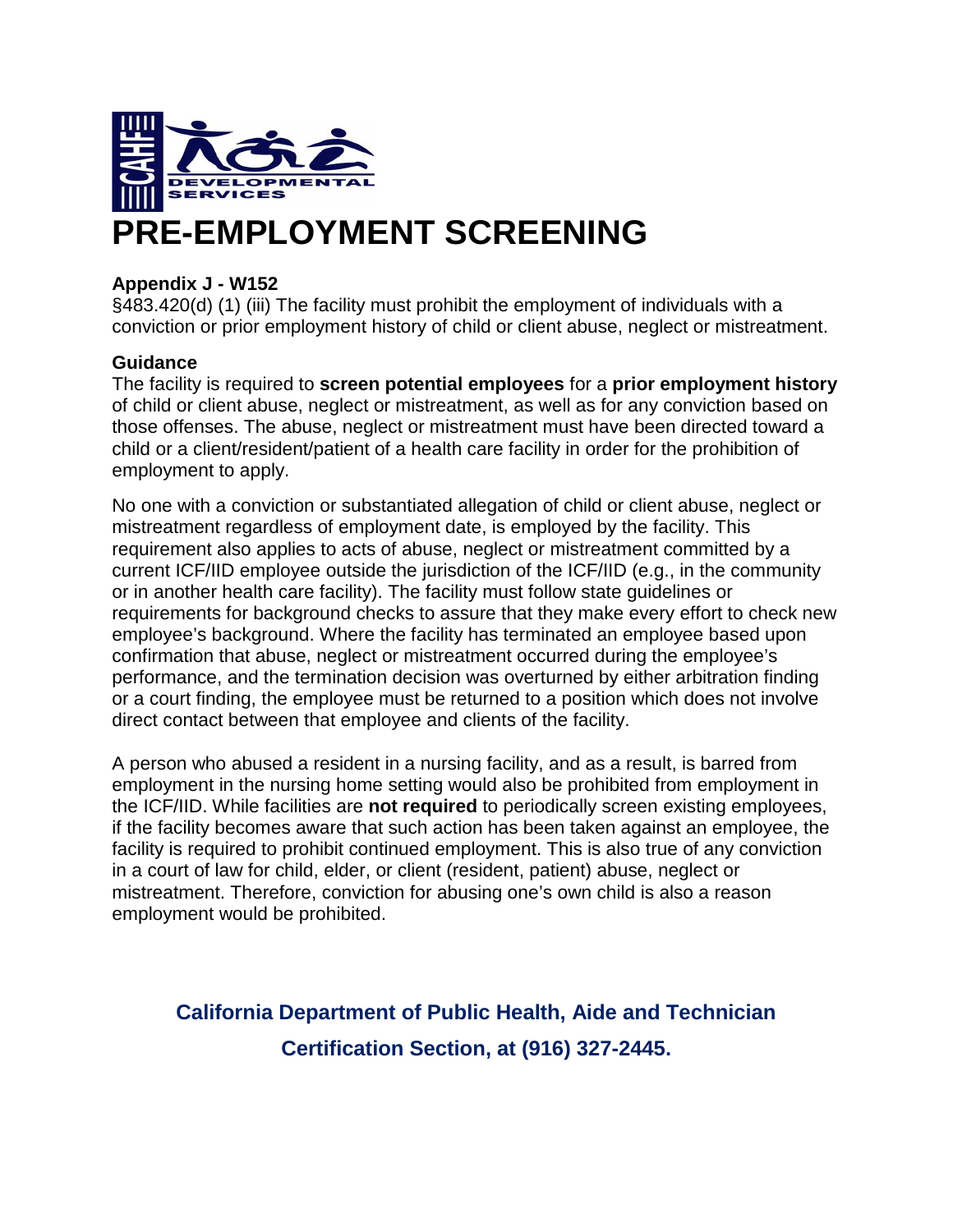# PRE-EMPLOYMENT SCREENING

**Appendix J - W152**
§483.420(d) (1) (iii) The facility must prohibit the employment of individuals with a conviction or prior employment history of child or client abuse, neglect or mistreatment.

**Guidance**
The facility is required to **screen potential employees** for a **prior employment history** of child or client abuse, neglect or mistreatment, as well as for any conviction based on those offenses. The abuse, neglect or mistreatment must have been directed toward a child or a client/resident/patient of a health care facility in order for the prohibition of employment to apply.

No one with a conviction or substantiated allegation of child or client abuse, neglect or mistreatment regardless of employment date, is employed by the facility. This requirement also applies to acts of abuse, neglect or mistreatment committed by a current ICF/IID employee outside the jurisdiction of the ICF/IID (e.g., in the community or in another health care facility). The facility must follow state guidelines or requirements for background checks to assure that they make every effort to check new employee's background. Where the facility has terminated an employee based upon confirmation that abuse, neglect or mistreatment occurred during the employee's performance, and the termination decision was overturned by either arbitration finding or a court finding, the employee must be returned to a position which does not involve direct contact between that employee and clients of the facility.

A person who abused a resident in a nursing facility, and as a result, is barred from employment in the nursing home setting would also be prohibited from employment in the ICF/IID. While facilities are **not required** to periodically screen existing employees, if the facility becomes aware that such action has been taken against an employee, the facility is required to prohibit continued employment. This is also true of any conviction in a court of law for child, elder, or client (resident, patient) abuse, neglect or mistreatment. Therefore, conviction for abusing one's own child is also a reason employment would be prohibited.

**California Department of Public Health, Aide and Technician Certification Section, at (916) 327-2445.**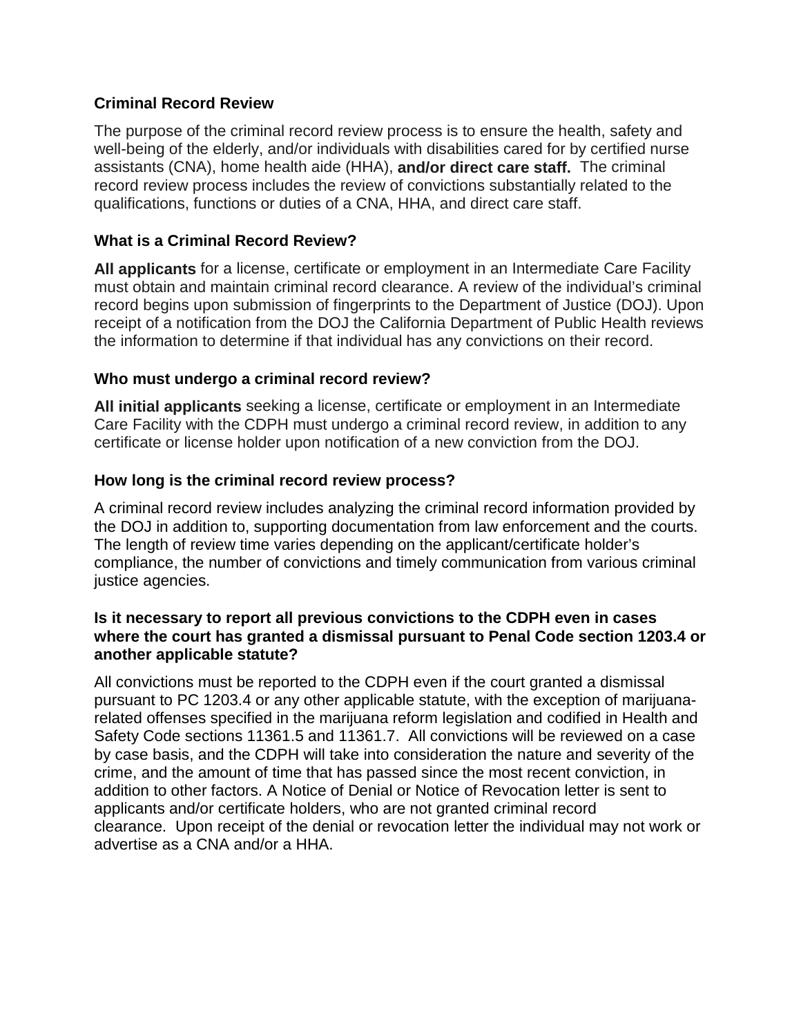## Criminal Record Review

The purpose of the criminal record review process is to ensure the health, safety and well-being of the elderly, and/or individuals with disabilities cared for by certified nurse assistants (CNA), home health aide (HHA), **and/or direct care staff.** The criminal record review process includes the review of convictions substantially related to the qualifications, functions or duties of a CNA, HHA, and direct care staff.

### What is a Criminal Record Review?

**All applicants** for a license, certificate or employment in an Intermediate Care Facility must obtain and maintain criminal record clearance. A review of the individual's criminal record begins upon submission of fingerprints to the Department of Justice (DOJ). Upon receipt of a notification from the DOJ the California Department of Public Health reviews the information to determine if that individual has any convictions on their record.

### Who must undergo a criminal record review?

**All initial applicants** seeking a license, certificate or employment in an Intermediate Care Facility with the CDPH must undergo a criminal record review, in addition to any certificate or license holder upon notification of a new conviction from the DOJ.

### How long is the criminal record review process?

A criminal record review includes analyzing the criminal record information provided by the DOJ in addition to, supporting documentation from law enforcement and the courts. The length of review time varies depending on the applicant/certificate holder's compliance, the number of convictions and timely communication from various criminal justice agencies.

### Is it necessary to report all previous convictions to the CDPH even in cases where the court has granted a dismissal pursuant to Penal Code section 1203.4 or another applicable statute?

All convictions must be reported to the CDPH even if the court granted a dismissal pursuant to PC 1203.4 or any other applicable statute, with the exception of marijuana-related offenses specified in the marijuana reform legislation and codified in Health and Safety Code sections 11361.5 and 11361.7. All convictions will be reviewed on a case by case basis, and the CDPH will take into consideration the nature and severity of the crime, and the amount of time that has passed since the most recent conviction, in addition to other factors. A Notice of Denial or Notice of Revocation letter is sent to applicants and/or certificate holders, who are not granted criminal record clearance. Upon receipt of the denial or revocation letter the individual may not work or advertise as a CNA and/or a HHA.